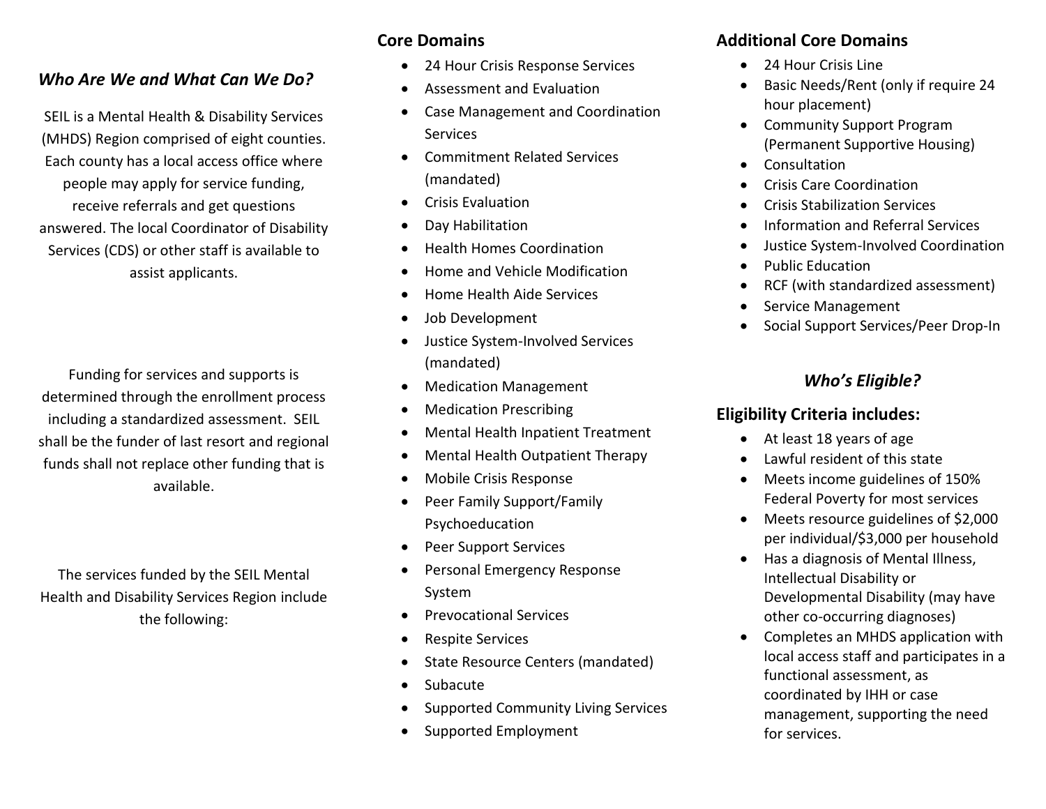### *Who Are We and What Can We Do?*

SEIL is a Mental Health & Disability Services (MHDS) Region comprised of eight counties. Each county has a local access office where people may apply for service funding, receive referrals and get questions answered. The local Coordinator of Disability Services (CDS) or other staff is available to assist applicants.

Funding for services and supports is determined through the enrollment process including a standardized assessment. SEIL shall be the funder of last resort and regional funds shall not replace other funding that is available.

The services funded by the SEIL Mental Health and Disability Services Region include the following:

## Core Domains

- 24 Hour Crisis Response Services
- Assessment and Evaluation
- Case Management and Coordination Services
- Commitment Related Services (mandated)
- Crisis Evaluation
- Day Habilitation
- Health Homes Coordination
- Home and Vehicle Modification
- Home Health Aide Services
- Job Development
- Justice System-Involved Services (mandated)
- Medication Management
- Medication Prescribing
- Mental Health Inpatient Treatment
- Mental Health Outpatient Therapy
- Mobile Crisis Response
- Peer Family Support/Family Psychoeducation
- Peer Support Services
- Personal Emergency Response System
- Prevocational Services
- Respite Services
- State Resource Centers (mandated)
- Subacute
- Supported Community Living Services
- Supported Employment

## Additional Core Domains

- 24 Hour Crisis Line
- Basic Needs/Rent (only if require 24 hour placement)
- Community Support Program (Permanent Supportive Housing)
- Consultation
- Crisis Care Coordination
- Crisis Stabilization Services
- Information and Referral Services
- Justice System-Involved Coordination
- Public Education
- RCF (with standardized assessment)
- Service Management
- Social Support Services/Peer Drop-In

### *Who's Eligible?*

## Eligibility Criteria includes:

- At least 18 years of age
- Lawful resident of this state
- Meets income guidelines of 150% Federal Poverty for most services
- Meets resource guidelines of $2,000 per individual/$3,000 per household
- Has a diagnosis of Mental Illness, Intellectual Disability or Developmental Disability (may have other co-occurring diagnoses)
- Completes an MHDS application with local access staff and participates in a functional assessment, as coordinated by IHH or case management, supporting the need for services.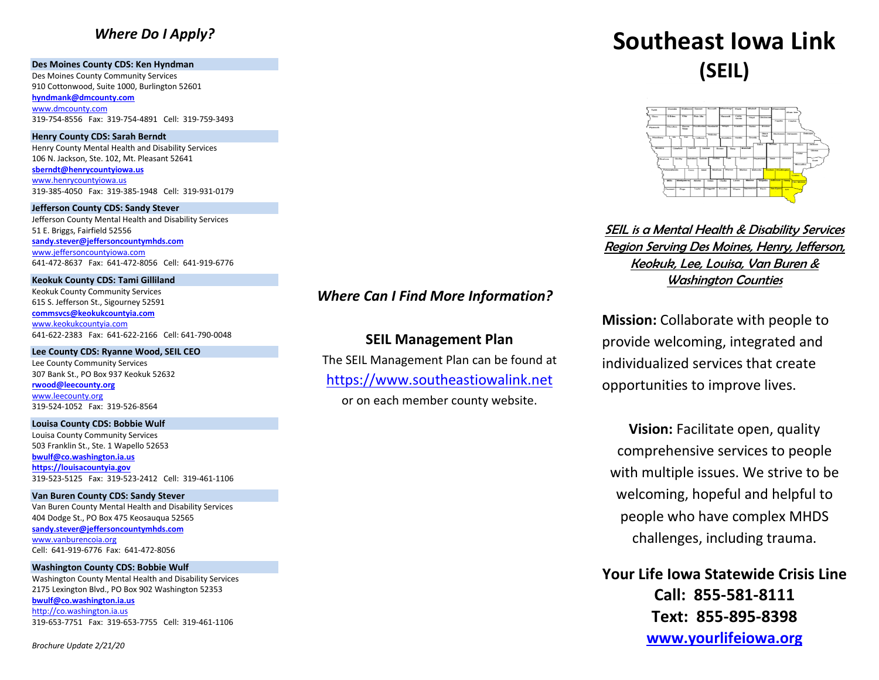## *Where Do I Apply?*

**Des Moines County CDS: Ken Hyndman**
Des Moines County Community Services
910 Cottonwood, Suite 1000, Burlington 52601
**hyndmank@dmcounty.com**
www.dmcounty.com
319-754-8556 Fax: 319-754-4891 Cell: 319-759-3493

**Henry County CDS: Sarah Berndt**
Henry County Mental Health and Disability Services
106 N. Jackson, Ste. 102, Mt. Pleasant 52641
**sberndt@henrycountyiowa.us**
www.henrycountyiowa.us
319-385-4050 Fax: 319-385-1948 Cell: 319-931-0179

**Jefferson County CDS: Sandy Stever**
Jefferson County Mental Health and Disability Services
51 E. Briggs, Fairfield 52556
**sandy.stever@jeffersoncountymhds.com**
www.jeffersoncountyiowa.com
641-472-8637 Fax: 641-472-8056 Cell: 641-919-6776

**Keokuk County CDS: Tami Gilliland**
Keokuk County Community Services
615 S. Jefferson St., Sigourney 52591
**commsvcs@keokukcountyia.com**
www.keokukcountyia.com
641-622-2383 Fax: 641-622-2166 Cell: 641-790-0048

**Lee County CDS: Ryanne Wood, SEIL CEO**
Lee County Community Services
307 Bank St., PO Box 937 Keokuk 52632
**rwood@leecounty.org**
www.leecounty.org
319-524-1052 Fax: 319-526-8564

**Louisa County CDS: Bobbie Wulf**
Louisa County Community Services
503 Franklin St., Ste. 1 Wapello 52653
**bwulf@co.washington.ia.us**
**https://louisacountyia.gov**
319-523-5125 Fax: 319-523-2412 Cell: 319-461-1106

**Van Buren County CDS: Sandy Stever**
Van Buren County Mental Health and Disability Services
404 Dodge St., PO Box 475 Keosauqua 52565
**sandy.stever@jeffersoncountymhds.com**
www.vanburencoia.org
Cell: 641-919-6776 Fax: 641-472-8056

**Washington County CDS: Bobbie Wulf**
Washington County Mental Health and Disability Services
2175 Lexington Blvd., PO Box 902 Washington 52353
**bwulf@co.washington.ia.us**
http://co.washington.ia.us
319-653-7751 Fax: 319-653-7755 Cell: 319-461-1106

*Brochure Update 2/21/20*

## *Where Can I Find More Information?*

**SEIL Management Plan**

The SEIL Management Plan can be found at
https://www.southeastiowalink.net
or on each member county website.

# Southeast Iowa Link (SEIL)

***SEIL is a Mental Health & Disability Services Region Serving Des Moines, Henry, Jefferson, Keokuk, Lee, Louisa, Van Buren & Washington Counties***

**Mission:** Collaborate with people to provide welcoming, integrated and individualized services that create opportunities to improve lives.

**Vision:** Facilitate open, quality comprehensive services to people with multiple issues. We strive to be welcoming, hopeful and helpful to people who have complex MHDS challenges, including trauma.

**Your Life Iowa Statewide Crisis Line**
**Call: 855-581-8111**
**Text: 855-895-8398**
**www.yourlifeiowa.org**